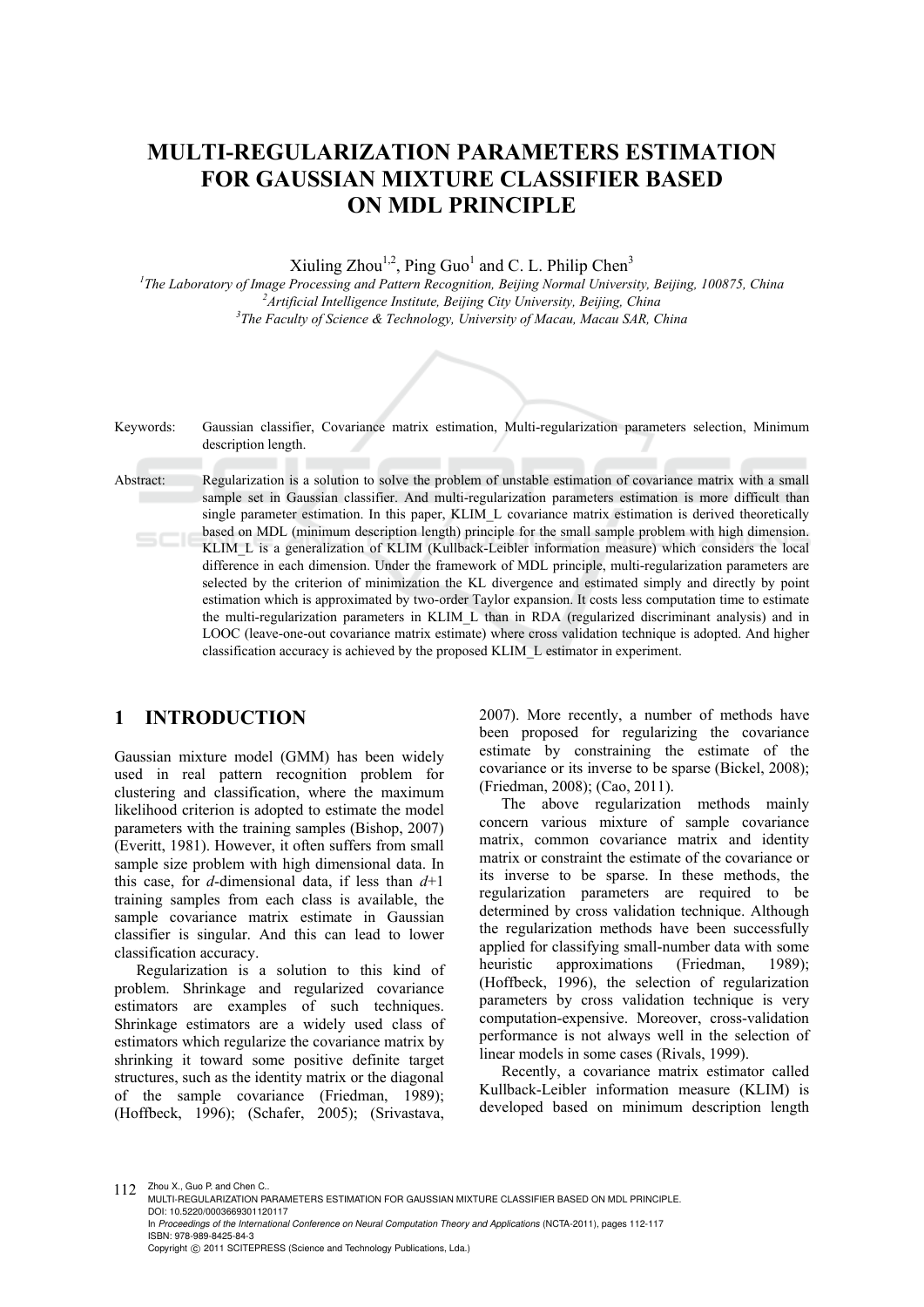# MULTI-REGULARIZATION PARAMETERS ESTIMATION FOR GAUSSIAN MIXTURE CLASSIFIER BASED ON MDL PRINCIPLE

Xiuling Zhou[1,2], Ping Guo[1] and C. L. Philip Chen[3]

[1]The Laboratory of Image Processing and Pattern Recognition, Beijing Normal University, Beijing, 100875, China
[2]Artificial Intelligence Institute, Beijing City University, Beijing, China
[3]The Faculty of Science & Technology, University of Macau, Macau SAR, China

Keywords: Gaussian classifier, Covariance matrix estimation, Multi-regularization parameters selection, Minimum description length.

Abstract: Regularization is a solution to solve the problem of unstable estimation of covariance matrix with a small sample set in Gaussian classifier. And multi-regularization parameters estimation is more difficult than single parameter estimation. In this paper, KLIM_L covariance matrix estimation is derived theoretically based on MDL (minimum description length) principle for the small sample problem with high dimension. KLIM_L is a generalization of KLIM (Kullback-Leibler information measure) which considers the local difference in each dimension. Under the framework of MDL principle, multi-regularization parameters are selected by the criterion of minimization the KL divergence and estimated simply and directly by point estimation which is approximated by two-order Taylor expansion. It costs less computation time to estimate the multi-regularization parameters in KLIM_L than in RDA (regularized discriminant analysis) and in LOOC (leave-one-out covariance matrix estimate) where cross validation technique is adopted. And higher classification accuracy is achieved by the proposed KLIM_L estimator in experiment.

## 1 INTRODUCTION

Gaussian mixture model (GMM) has been widely used in real pattern recognition problem for clustering and classification, where the maximum likelihood criterion is adopted to estimate the model parameters with the training samples (Bishop, 2007) (Everitt, 1981). However, it often suffers from small sample size problem with high dimensional data. In this case, for $d$-dimensional data, if less than $d+1$ training samples from each class is available, the sample covariance matrix estimate in Gaussian classifier is singular. And this can lead to lower classification accuracy.

Regularization is a solution to this kind of problem. Shrinkage and regularized covariance estimators are examples of such techniques. Shrinkage estimators are a widely used class of estimators which regularize the covariance matrix by shrinking it toward some positive definite target structures, such as the identity matrix or the diagonal of the sample covariance (Friedman, 1989); (Hoffbeck, 1996); (Schafer, 2005); (Srivastava, 2007). More recently, a number of methods have been proposed for regularizing the covariance estimate by constraining the estimate of the covariance or its inverse to be sparse (Bickel, 2008); (Friedman, 2008); (Cao, 2011).

The above regularization methods mainly concern various mixture of sample covariance matrix, common covariance matrix and identity matrix or constraint the estimate of the covariance or its inverse to be sparse. In these methods, the regularization parameters are required to be determined by cross validation technique. Although the regularization methods have been successfully applied for classifying small-number data with some heuristic approximations (Friedman, 1989); (Hoffbeck, 1996), the selection of regularization parameters by cross validation technique is very computation-expensive. Moreover, cross-validation performance is not always well in the selection of linear models in some cases (Rivals, 1999).

Recently, a covariance matrix estimator called Kullback-Leibler information measure (KLIM) is developed based on minimum description length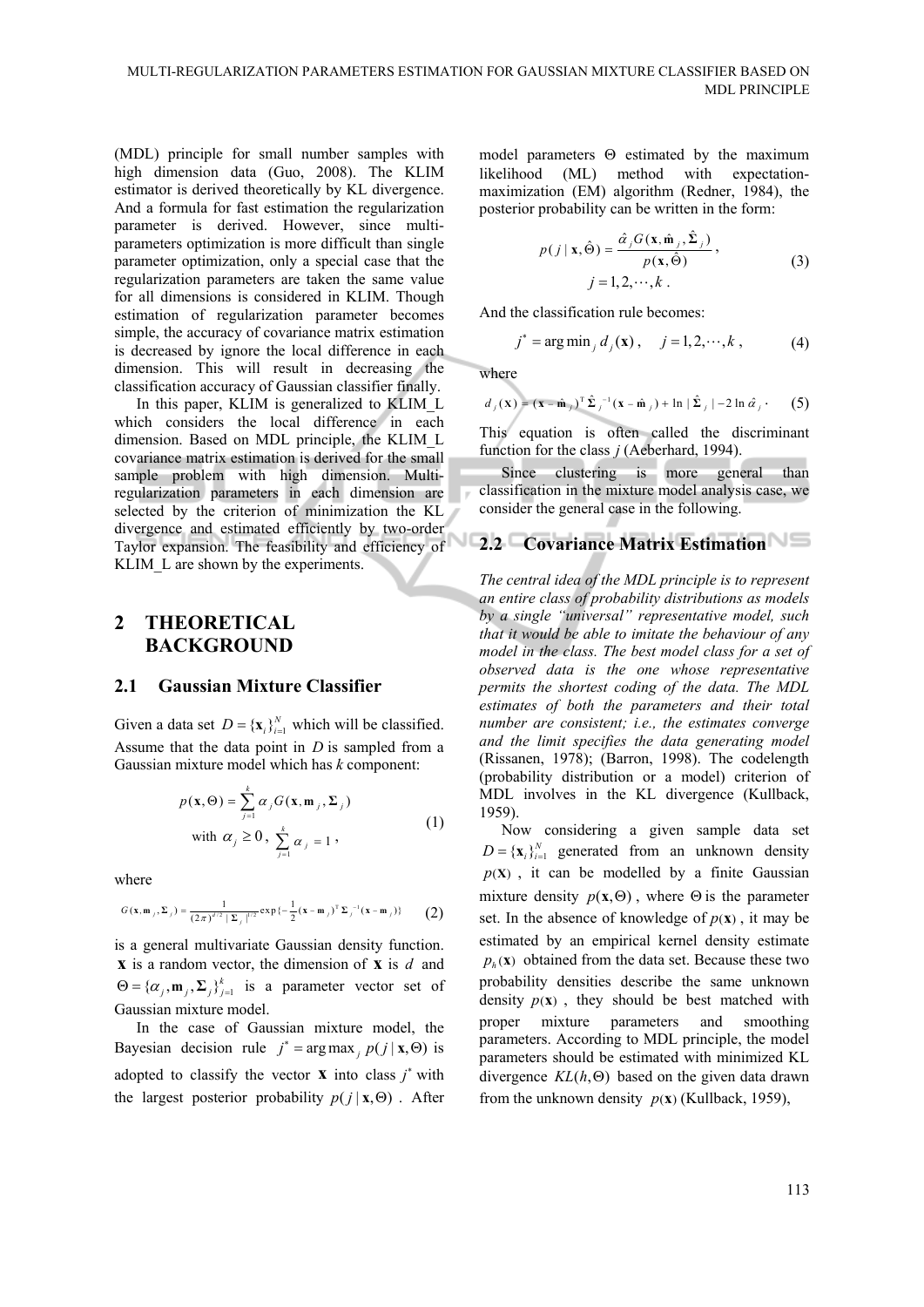(MDL) principle for small number samples with high dimension data (Guo, 2008). The KLIM estimator is derived theoretically by KL divergence. And a formula for fast estimation the regularization parameter is derived. However, since multi-parameters optimization is more difficult than single parameter optimization, only a special case that the regularization parameters are taken the same value for all dimensions is considered in KLIM. Though estimation of regularization parameter becomes simple, the accuracy of covariance matrix estimation is decreased by ignore the local difference in each dimension. This will result in decreasing the classification accuracy of Gaussian classifier finally.

In this paper, KLIM is generalized to KLIM_L which considers the local difference in each dimension. Based on MDL principle, the KLIM_L covariance matrix estimation is derived for the small sample problem with high dimension. Multi-regularization parameters in each dimension are selected by the criterion of minimization the KL divergence and estimated efficiently by two-order Taylor expansion. The feasibility and efficiency of KLIM_L are shown by the experiments.

## 2 THEORETICAL BACKGROUND

### 2.1 Gaussian Mixture Classifier

Given a data set $D = \{\mathbf{x}_i\}_{i=1}^N$ which will be classified. Assume that the data point in $D$ is sampled from a Gaussian mixture model which has $k$ component:

$$p(\mathbf{x}, \Theta) = \sum_{j=1}^{k} \alpha_j G(\mathbf{x}, \mathbf{m}_j, \mathbf{\Sigma}_j) \quad \text{with } \alpha_j \geq 0, \; \sum_{j=1}^{k} \alpha_j = 1, \tag{1}$$

where

$$G(\mathbf{x}, \mathbf{m}_j, \mathbf{\Sigma}_j) = \frac{1}{(2\pi)^{d/2} |\mathbf{\Sigma}_j|^{1/2}} \exp\{-\frac{1}{2}(\mathbf{x} - \mathbf{m}_j)^{\mathrm{T}} \mathbf{\Sigma}_j^{-1} (\mathbf{x} - \mathbf{m}_j)\} \tag{2}$$

is a general multivariate Gaussian density function. $\mathbf{x}$ is a random vector, the dimension of $\mathbf{x}$ is $d$ and $\Theta = \{\alpha_j, \mathbf{m}_j, \mathbf{\Sigma}_j\}_{j=1}^k$ is a parameter vector set of Gaussian mixture model.

In the case of Gaussian mixture model, the Bayesian decision rule $j^* = \arg\max_j p(j \mid \mathbf{x}, \Theta)$ is adopted to classify the vector $\mathbf{x}$ into class $j^*$ with the largest posterior probability $p(j \mid \mathbf{x}, \Theta)$. After model parameters $\Theta$ estimated by the maximum likelihood (ML) method with expectation-maximization (EM) algorithm (Redner, 1984), the posterior probability can be written in the form:

$$p(j \mid \mathbf{x}, \hat{\Theta}) = \frac{\hat{\alpha}_j G(\mathbf{x}, \hat{\mathbf{m}}_j, \hat{\mathbf{\Sigma}}_j)}{p(\mathbf{x}, \hat{\Theta})}, \quad j = 1, 2, \cdots, k. \tag{3}$$

And the classification rule becomes:

$$j^* = \arg\min_j d_j(\mathbf{x}), \quad j = 1, 2, \cdots, k, \tag{4}$$

where

$$d_j(\mathbf{x}) = (\mathbf{x} - \hat{\mathbf{m}}_j)^{\mathrm{T}} \hat{\mathbf{\Sigma}}_j^{-1} (\mathbf{x} - \hat{\mathbf{m}}_j) + \ln |\hat{\mathbf{\Sigma}}_j| - 2 \ln \hat{\alpha}_j. \tag{5}$$

This equation is often called the discriminant function for the class $j$ (Aeberhard, 1994).

Since clustering is more general than classification in the mixture model analysis case, we consider the general case in the following.

### 2.2 Covariance Matrix Estimation

*The central idea of the MDL principle is to represent an entire class of probability distributions as models by a single "universal" representative model, such that it would be able to imitate the behaviour of any model in the class. The best model class for a set of observed data is the one whose representative permits the shortest coding of the data. The MDL estimates of both the parameters and their total number are consistent; i.e., the estimates converge and the limit specifies the data generating model* (Rissanen, 1978); (Barron, 1998). The codelength (probability distribution or a model) criterion of MDL involves in the KL divergence (Kullback, 1959).

Now considering a given sample data set $D = \{\mathbf{x}_i\}_{i=1}^N$ generated from an unknown density $p(\mathbf{x})$, it can be modelled by a finite Gaussian mixture density $p(\mathbf{x}, \Theta)$, where $\Theta$ is the parameter set. In the absence of knowledge of $p(\mathbf{x})$, it may be estimated by an empirical kernel density estimate $p_h(\mathbf{x})$ obtained from the data set. Because these two probability densities describe the same unknown density $p(\mathbf{x})$, they should be best matched with proper mixture parameters and smoothing parameters. According to MDL principle, the model parameters should be estimated with minimized KL divergence $KL(h, \Theta)$ based on the given data drawn from the unknown density $p(\mathbf{x})$ (Kullback, 1959),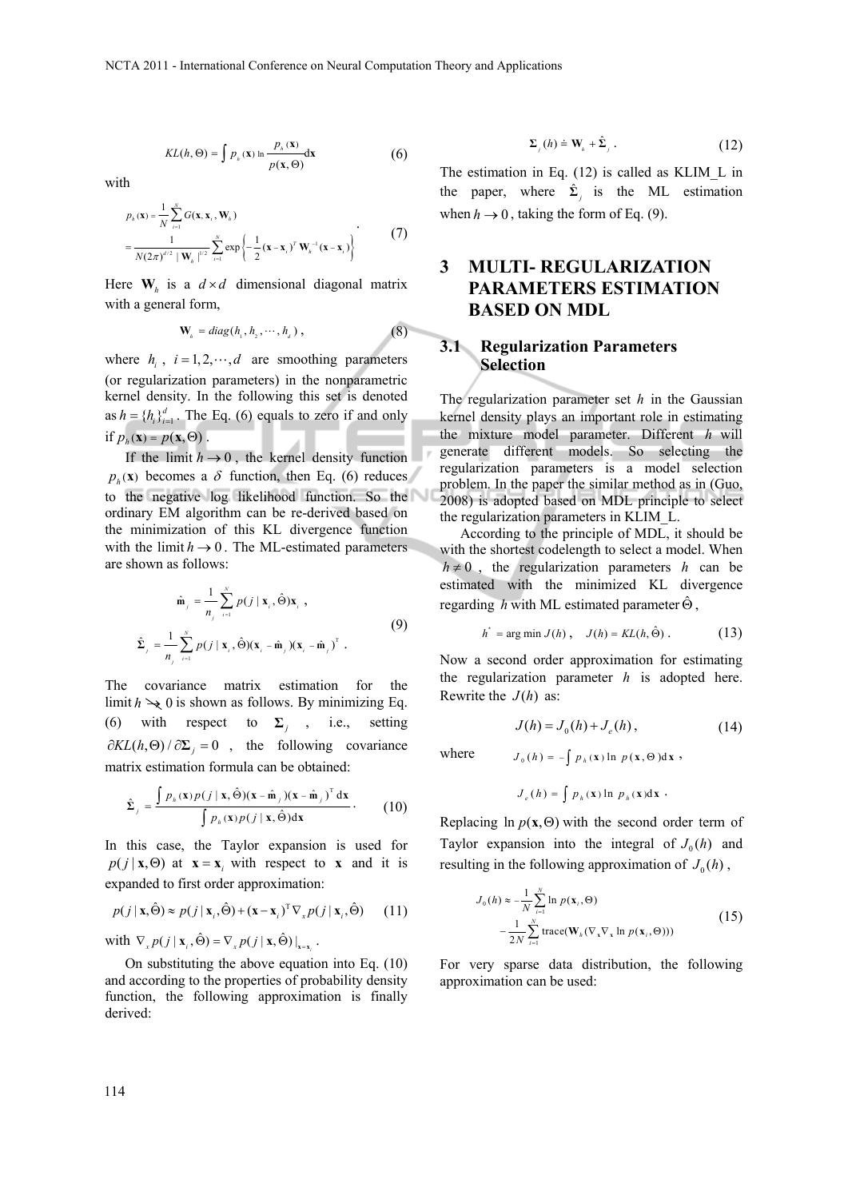$$KL(h,\Theta) = \int p_h(\mathbf{x}) \ln \frac{p_h(\mathbf{x})}{p(\mathbf{x},\Theta)} \mathrm{d}\mathbf{x} \tag{6}$$

with

$$\begin{aligned} p_h(\mathbf{x}) &= \frac{1}{N}\sum_{i=1}^{N} G(\mathbf{x}, \mathbf{x}_i, \mathbf{W}_h) \\ &= \frac{1}{N(2\pi)^{d/2} \mid \mathbf{W}_h \mid^{1/2}} \sum_{i=1}^{N} \exp\left\{-\frac{1}{2}(\mathbf{x}-\mathbf{x}_i)^T \mathbf{W}_h^{-1}(\mathbf{x}-\mathbf{x}_i)\right\} \end{aligned} \tag{7}$$

Here $\mathbf{W}_h$ is a $d \times d$ dimensional diagonal matrix with a general form,

$$\mathbf{W}_h = diag(h_1, h_2, \cdots, h_d), \tag{8}$$

where $h_i$, $i = 1,2,\cdots,d$ are smoothing parameters (or regularization parameters) in the nonparametric kernel density. In the following this set is denoted as $h = \{h_i\}_{i=1}^{d}$. The Eq. (6) equals to zero if and only if $p_h(\mathbf{x}) = p(\mathbf{x},\Theta)$.

If the limit $h \to 0$, the kernel density function $p_h(\mathbf{x})$ becomes a $\delta$ function, then Eq. (6) reduces to the negative log likelihood function. So the ordinary EM algorithm can be re-derived based on the minimization of this KL divergence function with the limit $h \to 0$. The ML-estimated parameters are shown as follows:

$$\begin{aligned} \hat{\mathbf{m}}_j &= \frac{1}{n_j}\sum_{i=1}^{N} p(j \mid \mathbf{x}_i, \hat{\Theta})\mathbf{x}_i , \\ \hat{\mathbf{\Sigma}}_j &= \frac{1}{n_j}\sum_{i=1}^{N} p(j \mid \mathbf{x}_i, \hat{\Theta})(\mathbf{x}_i - \hat{\mathbf{m}}_j)(\mathbf{x}_i - \hat{\mathbf{m}}_j)^{\mathrm{T}} . \end{aligned} \tag{9}$$

The covariance matrix estimation for the limit $h \searrow 0$ is shown as follows. By minimizing Eq. (6) with respect to $\mathbf{\Sigma}_j$, i.e., setting $\partial KL(h,\Theta)/\partial \mathbf{\Sigma}_j = 0$, the following covariance matrix estimation formula can be obtained:

$$\hat{\mathbf{\Sigma}}_j = \frac{\int p_h(\mathbf{x}) p(j \mid \mathbf{x}, \hat{\Theta})(\mathbf{x} - \hat{\mathbf{m}}_j)(\mathbf{x} - \hat{\mathbf{m}}_j)^{\mathrm{T}} \mathrm{d}\mathbf{x}}{\int p_h(\mathbf{x}) p(j \mid \mathbf{x}, \hat{\Theta}) \mathrm{d}\mathbf{x}} . \tag{10}$$

In this case, the Taylor expansion is used for $p(j \mid \mathbf{x}, \Theta)$ at $\mathbf{x} = \mathbf{x}_i$ with respect to $\mathbf{x}$ and it is expanded to first order approximation:

$$p(j \mid \mathbf{x}, \hat{\Theta}) \approx p(j \mid \mathbf{x}_i, \hat{\Theta}) + (\mathbf{x} - \mathbf{x}_i)^{\mathrm{T}} \nabla_x p(j \mid \mathbf{x}_i, \hat{\Theta}) \tag{11}$$

with $\nabla_x p(j \mid \mathbf{x}_i, \hat{\Theta}) = \nabla_x p(j \mid \mathbf{x}, \hat{\Theta})|_{\mathbf{x}=\mathbf{x}_i}$.

On substituting the above equation into Eq. (10) and according to the properties of probability density function, the following approximation is finally derived:

$$\mathbf{\Sigma}_j(h) \doteq \mathbf{W}_h + \hat{\mathbf{\Sigma}}_j . \tag{12}$$

The estimation in Eq. (12) is called as KLIM_L in the paper, where $\hat{\mathbf{\Sigma}}_j$ is the ML estimation when $h \to 0$, taking the form of Eq. (9).

# 3 MULTI- REGULARIZATION PARAMETERS ESTIMATION BASED ON MDL

## 3.1 Regularization Parameters Selection

The regularization parameter set $h$ in the Gaussian kernel density plays an important role in estimating the mixture model parameter. Different $h$ will generate different models. So selecting the regularization parameters is a model selection problem. In the paper the similar method as in (Guo, 2008) is adopted based on MDL principle to select the regularization parameters in KLIM_L.

According to the principle of MDL, it should be with the shortest codelength to select a model. When $h \neq 0$, the regularization parameters $h$ can be estimated with the minimized KL divergence regarding $h$ with ML estimated parameter $\hat{\Theta}$,

$$h^* = \arg\min J(h), \quad J(h) = KL(h, \hat{\Theta}) . \tag{13}$$

Now a second order approximation for estimating the regularization parameter $h$ is adopted here. Rewrite the $J(h)$ as:

$$J(h) = J_0(h) + J_e(h), \tag{14}$$

where $\quad J_0(h) = -\int p_h(\mathbf{x}) \ln p(\mathbf{x},\Theta) \mathrm{d}\mathbf{x}$,

$$J_e(h) = \int p_h(\mathbf{x}) \ln p_h(\mathbf{x}) \mathrm{d}\mathbf{x} .$$

Replacing $\ln p(\mathbf{x},\Theta)$ with the second order term of Taylor expansion into the integral of $J_0(h)$ and resulting in the following approximation of $J_0(h)$,

$$\begin{aligned} J_0(h) \approx & -\frac{1}{N}\sum_{i=1}^{N} \ln p(\mathbf{x}_i, \Theta) \\ & - \frac{1}{2N}\sum_{i=1}^{N} \mathrm{trace}(\mathbf{W}_h(\nabla_{\mathbf{x}}\nabla_{\mathbf{x}} \ln p(\mathbf{x}_i, \Theta))) \end{aligned} \tag{15}$$

For very sparse data distribution, the following approximation can be used: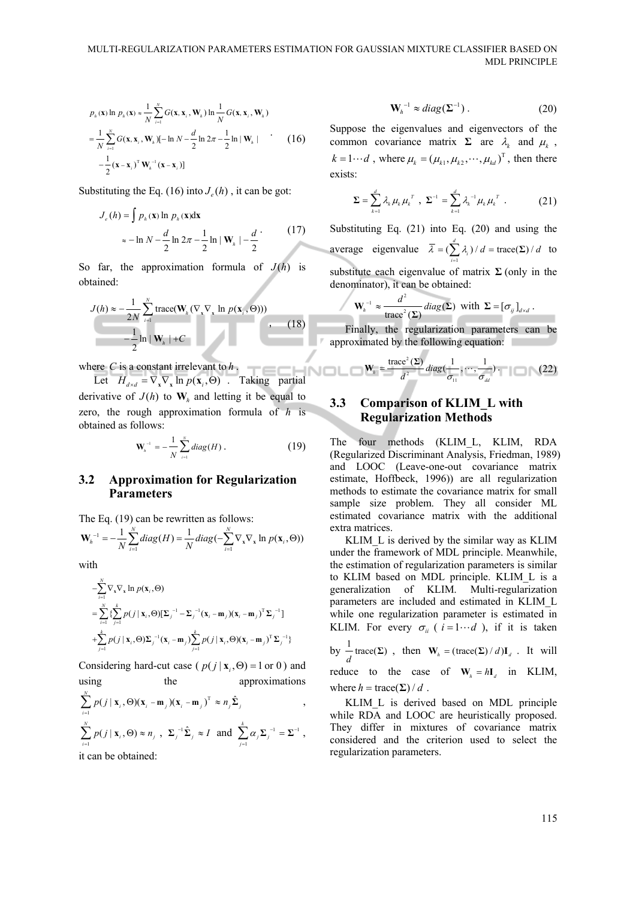$$
\begin{aligned}
p_h(\mathbf{x})\ln p_h(\mathbf{x}) &\approx \frac{1}{N}\sum_{i=1}^{N} G(\mathbf{x},\mathbf{x}_i,\mathbf{W}_h)\ln\frac{1}{N}G(\mathbf{x},\mathbf{x}_i,\mathbf{W}_h) \\
&= \frac{1}{N}\sum_{i=1}^{N} G(\mathbf{x},\mathbf{x}_i,\mathbf{W}_h)[-\ln N - \frac{d}{2}\ln 2\pi - \frac{1}{2}\ln|\mathbf{W}_h| \\
&\quad -\frac{1}{2}(\mathbf{x}-\mathbf{x}_i)^{\mathrm{T}}\mathbf{W}_h^{-1}(\mathbf{x}-\mathbf{x}_i)]
\end{aligned} \quad . \quad (16)
$$

Substituting the Eq. (16) into $J_e(h)$, it can be got:

$$
\begin{aligned}
J_e(h) &= \int p_h(\mathbf{x})\ln p_h(\mathbf{x})d\mathbf{x} \\
&\approx -\ln N - \frac{d}{2}\ln 2\pi - \frac{1}{2}\ln|\mathbf{W}_h| - \frac{d}{2}
\end{aligned} \quad . \quad (17)
$$

So far, the approximation formula of $J(h)$ is obtained:

$$
\begin{aligned}
J(h) &\approx -\frac{1}{2N}\sum_{i=1}^{N}\mathrm{trace}(\mathbf{W}_h(\nabla_{\mathbf{x}}\nabla_{\mathbf{x}}\ln p(\mathbf{x}_i,\Theta))) \\
&\quad -\frac{1}{2}\ln|\mathbf{W}_h| + C
\end{aligned} \quad , \quad (18)
$$

where $C$ is a constant irrelevant to $h$.

Let $H_{d\times d} = \nabla_{\mathbf{x}}\nabla_{\mathbf{x}}\ln p(\mathbf{x}_i,\Theta)$. Taking partial derivative of $J(h)$ to $\mathbf{W}_h$ and letting it be equal to zero, the rough approximation formula of $h$ is obtained as follows:

$$
\mathbf{W}_h^{-1} = -\frac{1}{N}\sum_{i=1}^{N} diag(H) \, . \quad (19)
$$

### 3.2 Approximation for Regularization Parameters

The Eq. (19) can be rewritten as follows:

$$
\mathbf{W}_h^{-1} = -\frac{1}{N}\sum_{i=1}^{N} diag(H) = \frac{1}{N} diag(-\sum_{i=1}^{N}\nabla_{\mathbf{x}}\nabla_{\mathbf{x}}\ln p(\mathbf{x}_i,\Theta))
$$

with

$$
\begin{aligned}
&-\sum_{i=1}^{N}\nabla_{\mathbf{x}}\nabla_{\mathbf{x}}\ln p(\mathbf{x}_i,\Theta) \\
&= \sum_{i=1}^{N}\{\sum_{j=1}^{k} p(j|\mathbf{x}_i,\Theta)[\mathbf{\Sigma}_j^{-1} - \mathbf{\Sigma}_j^{-1}(\mathbf{x}_i-\mathbf{m}_j)(\mathbf{x}_i-\mathbf{m}_j)^{\mathrm{T}}\mathbf{\Sigma}_j^{-1}] \\
&+ \sum_{j=1}^{k} p(j|\mathbf{x}_i,\Theta)\mathbf{\Sigma}_j^{-1}(\mathbf{x}_i-\mathbf{m}_j)\sum_{j=1}^{k} p(j|\mathbf{x}_i,\Theta)(\mathbf{x}_i-\mathbf{m}_j)^{\mathrm{T}}\mathbf{\Sigma}_j^{-1}\}
\end{aligned}
$$

Considering hard-cut case ($p(j|\mathbf{x}_i,\Theta) = 1$ or $0$) and using the approximations $\sum_{i=1}^{N} p(j|\mathbf{x}_i,\Theta)(\mathbf{x}_i-\mathbf{m}_j)(\mathbf{x}_i-\mathbf{m}_j)^{\mathrm{T}} \approx n_j\hat{\mathbf{\Sigma}}_j$, $\sum_{i=1}^{N} p(j|\mathbf{x}_i,\Theta) \approx n_j$, $\mathbf{\Sigma}_j^{-1}\hat{\mathbf{\Sigma}}_j \approx I$ and $\sum_{j=1}^{k}\alpha_j\mathbf{\Sigma}_j^{-1} = \mathbf{\Sigma}^{-1}$, it can be obtained:

$$
\mathbf{W}_h^{-1} \approx diag(\mathbf{\Sigma}^{-1}) \, . \quad (20)
$$

Suppose the eigenvalues and eigenvectors of the common covariance matrix $\mathbf{\Sigma}$ are $\lambda_k$ and $\mu_k$, $k = 1\cdots d$, where $\mu_k = (\mu_{k1},\mu_{k2},\cdots,\mu_{kd})^{\mathrm{T}}$, then there exists:

$$
\mathbf{\Sigma} = \sum_{k=1}^{d}\lambda_k\mu_k\mu_k^{T} \, , \quad \mathbf{\Sigma}^{-1} = \sum_{k=1}^{d}\lambda_k^{-1}\mu_k\mu_k^{T} \, . \quad (21)
$$

Substituting Eq. (21) into Eq. (20) and using the average eigenvalue $\bar{\lambda} = (\sum_{i=1}^{d}\lambda_i)/d = \mathrm{trace}(\mathbf{\Sigma})/d$ to substitute each eigenvalue of matrix $\mathbf{\Sigma}$ (only in the denominator), it can be obtained:

$$
\mathbf{W}_h^{-1} \approx \frac{d^2}{\mathrm{trace}^2(\mathbf{\Sigma})} diag(\mathbf{\Sigma}) \ \text{ with } \ \mathbf{\Sigma} = [\sigma_{ij}]_{d\times d} \, .
$$

Finally, the regularization parameters can be approximated by the following equation:

$$
\mathbf{W}_h = \frac{\mathrm{trace}^2(\mathbf{\Sigma})}{d^2} diag(\frac{1}{\sigma_{11}},\cdots,\frac{1}{\sigma_{dd}}) \, . \quad (22)
$$

### 3.3 Comparison of KLIM_L with Regularization Methods

The four methods (KLIM_L, KLIM, RDA (Regularized Discriminant Analysis, Friedman, 1989) and LOOC (Leave-one-out covariance matrix estimate, Hoffbeck, 1996)) are all regularization methods to estimate the covariance matrix for small sample size problem. They all consider ML estimated covariance matrix with the additional extra matrices.

KLIM_L is derived by the similar way as KLIM under the framework of MDL principle. Meanwhile, the estimation of regularization parameters is similar to KLIM based on MDL principle. KLIM_L is a generalization of KLIM. Multi-regularization parameters are included and estimated in KLIM_L while one regularization parameter is estimated in KLIM. For every $\sigma_{ii}$ ($i = 1\cdots d$), if it is taken by $\frac{1}{d}\mathrm{trace}(\mathbf{\Sigma})$, then $\mathbf{W}_h = (\mathrm{trace}(\mathbf{\Sigma})/d)\mathbf{I}_d$. It will reduce to the case of $\mathbf{W}_h = h\mathbf{I}_d$ in KLIM, where $h = \mathrm{trace}(\mathbf{\Sigma})/d$.

KLIM_L is derived based on MDL principle while RDA and LOOC are heuristically proposed. They differ in mixtures of covariance matrix considered and the criterion used to select the regularization parameters.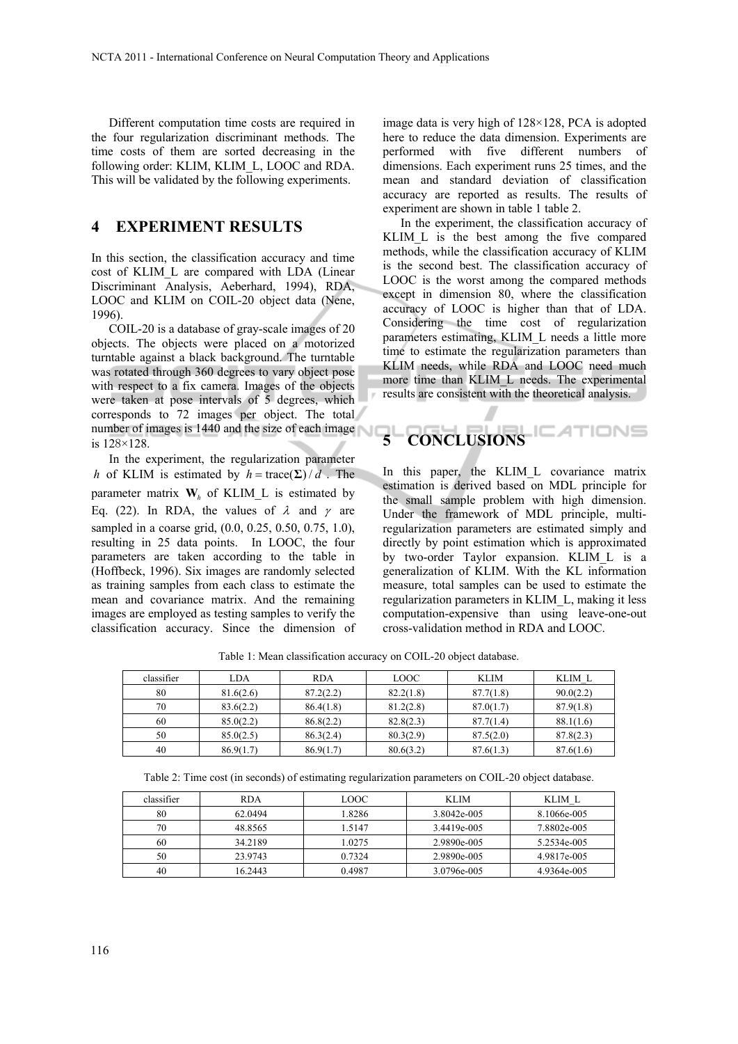Different computation time costs are required in the four regularization discriminant methods. The time costs of them are sorted decreasing in the following order: KLIM, KLIM_L, LOOC and RDA. This will be validated by the following experiments.

## 4 EXPERIMENT RESULTS

In this section, the classification accuracy and time cost of KLIM_L are compared with LDA (Linear Discriminant Analysis, Aeberhard, 1994), RDA, LOOC and KLIM on COIL-20 object data (Nene, 1996).

COIL-20 is a database of gray-scale images of 20 objects. The objects were placed on a motorized turntable against a black background. The turntable was rotated through 360 degrees to vary object pose with respect to a fix camera. Images of the objects were taken at pose intervals of 5 degrees, which corresponds to 72 images per object. The total number of images is 1440 and the size of each image is 128×128.

In the experiment, the regularization parameter $h$ of KLIM is estimated by $h = \text{trace}(\mathbf{\Sigma})/d$. The parameter matrix $\mathbf{W}_h$ of KLIM_L is estimated by Eq. (22). In RDA, the values of $\lambda$ and $\gamma$ are sampled in a coarse grid, (0.0, 0.25, 0.50, 0.75, 1.0), resulting in 25 data points. In LOOC, the four parameters are taken according to the table in (Hoffbeck, 1996). Six images are randomly selected as training samples from each class to estimate the mean and covariance matrix. And the remaining images are employed as testing samples to verify the classification accuracy. Since the dimension of image data is very high of 128×128, PCA is adopted here to reduce the data dimension. Experiments are performed with five different numbers of dimensions. Each experiment runs 25 times, and the mean and standard deviation of classification accuracy are reported as results. The results of experiment are shown in table 1 table 2.

In the experiment, the classification accuracy of KLIM_L is the best among the five compared methods, while the classification accuracy of KLIM is the second best. The classification accuracy of LOOC is the worst among the compared methods except in dimension 80, where the classification accuracy of LOOC is higher than that of LDA. Considering the time cost of regularization parameters estimating, KLIM_L needs a little more time to estimate the regularization parameters than KLIM needs, while RDA and LOOC need much more time than KLIM_L needs. The experimental results are consistent with the theoretical analysis.

## 5 CONCLUSIONS

In this paper, the KLIM_L covariance matrix estimation is derived based on MDL principle for the small sample problem with high dimension. Under the framework of MDL principle, multi-regularization parameters are estimated simply and directly by point estimation which is approximated by two-order Taylor expansion. KLIM_L is a generalization of KLIM. With the KL information measure, total samples can be used to estimate the regularization parameters in KLIM_L, making it less computation-expensive than using leave-one-out cross-validation method in RDA and LOOC.

Table 1: Mean classification accuracy on COIL-20 object database.

| classifier | LDA | RDA | LOOC | KLIM | KLIM_L |
|---|---|---|---|---|---|
| 80 | 81.6(2.6) | 87.2(2.2) | 82.2(1.8) | 87.7(1.8) | 90.0(2.2) |
| 70 | 83.6(2.2) | 86.4(1.8) | 81.2(2.8) | 87.0(1.7) | 87.9(1.8) |
| 60 | 85.0(2.2) | 86.8(2.2) | 82.8(2.3) | 87.7(1.4) | 88.1(1.6) |
| 50 | 85.0(2.5) | 86.3(2.4) | 80.3(2.9) | 87.5(2.0) | 87.8(2.3) |
| 40 | 86.9(1.7) | 86.9(1.7) | 80.6(3.2) | 87.6(1.3) | 87.6(1.6) |

Table 2: Time cost (in seconds) of estimating regularization parameters on COIL-20 object database.

| classifier | RDA | LOOC | KLIM | KLIM_L |
|---|---|---|---|---|
| 80 | 62.0494 | 1.8286 | 3.8042e-005 | 8.1066e-005 |
| 70 | 48.8565 | 1.5147 | 3.4419e-005 | 7.8802e-005 |
| 60 | 34.2189 | 1.0275 | 2.9890e-005 | 5.2534e-005 |
| 50 | 23.9743 | 0.7324 | 2.9890e-005 | 4.9817e-005 |
| 40 | 16.2443 | 0.4987 | 3.0796e-005 | 4.9364e-005 |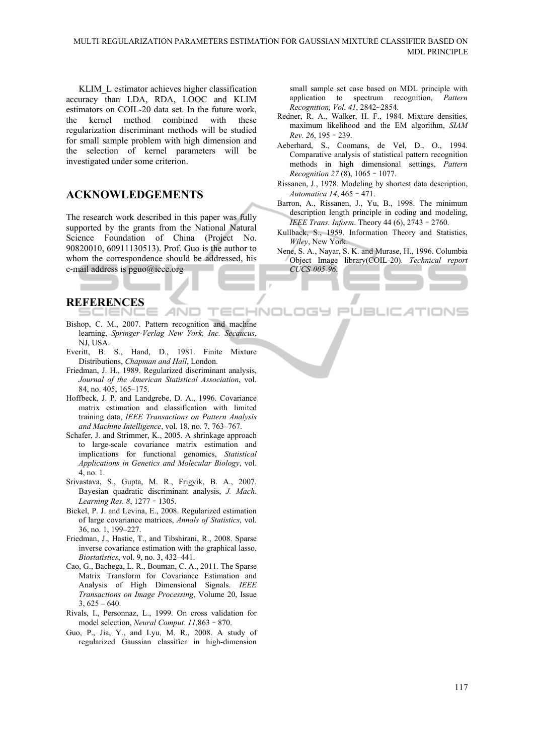KLIM_L estimator achieves higher classification accuracy than LDA, RDA, LOOC and KLIM estimators on COIL-20 data set. In the future work, the kernel method combined with these regularization discriminant methods will be studied for small sample problem with high dimension and the selection of kernel parameters will be investigated under some criterion.

## ACKNOWLEDGEMENTS

The research work described in this paper was fully supported by the grants from the National Natural Science Foundation of China (Project No. 90820010, 60911130513). Prof. Guo is the author to whom the correspondence should be addressed, his e-mail address is pguo@ieee.org

## REFERENCES

Bishop, C. M., 2007. Pattern recognition and machine learning, *Springer-Verlag New York, Inc. Secaucus*, NJ, USA.

Everitt, B. S., Hand, D., 1981. Finite Mixture Distributions, *Chapman and Hall*, London.

Friedman, J. H., 1989. Regularized discriminant analysis, *Journal of the American Statistical Association*, vol. 84, no. 405, 165–175.

Hoffbeck, J. P. and Landgrebe, D. A., 1996. Covariance matrix estimation and classification with limited training data, *IEEE Transactions on Pattern Analysis and Machine Intelligence*, vol. 18, no. 7, 763–767.

Schafer, J. and Strimmer, K., 2005. A shrinkage approach to large-scale covariance matrix estimation and implications for functional genomics, *Statistical Applications in Genetics and Molecular Biology*, vol. 4, no. 1.

Srivastava, S., Gupta, M. R., Frigyik, B. A., 2007. Bayesian quadratic discriminant analysis, *J. Mach. Learning Res. 8*, 1277–1305.

Bickel, P. J. and Levina, E., 2008. Regularized estimation of large covariance matrices, *Annals of Statistics*, vol. 36, no. 1, 199–227.

Friedman, J., Hastie, T., and Tibshirani, R., 2008. Sparse inverse covariance estimation with the graphical lasso, *Biostatistics*, vol. 9, no. 3, 432–441.

Cao, G., Bachega, L. R., Bouman, C. A., 2011. The Sparse Matrix Transform for Covariance Estimation and Analysis of High Dimensional Signals. *IEEE Transactions on Image Processing*, Volume 20, Issue 3, 625 – 640.

Rivals, I., Personnaz, L., 1999. On cross validation for model selection, *Neural Comput. 11*, 863–870.

Guo, P., Jia, Y., and Lyu, M. R., 2008. A study of regularized Gaussian classifier in high-dimension small sample set case based on MDL principle with application to spectrum recognition, *Pattern Recognition, Vol. 41*, 2842~2854.

Redner, R. A., Walker, H. F., 1984. Mixture densities, maximum likelihood and the EM algorithm, *SIAM Rev. 26*, 195–239.

Aeberhard, S., Coomans, de Vel, D., O., 1994. Comparative analysis of statistical pattern recognition methods in high dimensional settings, *Pattern Recognition 27* (8), 1065–1077.

Rissanen, J., 1978. Modeling by shortest data description, *Automatica 14*, 465–471.

Barron, A., Rissanen, J., Yu, B., 1998. The minimum description length principle in coding and modeling, *IEEE Trans. Inform*. Theory 44 (6), 2743–2760.

Kullback, S., 1959. Information Theory and Statistics, *Wiley*, New York.

Nene, S. A., Nayar, S. K. and Murase, H., 1996. Columbia Object Image library(COIL-20). *Technical report CUCS-005-96*.